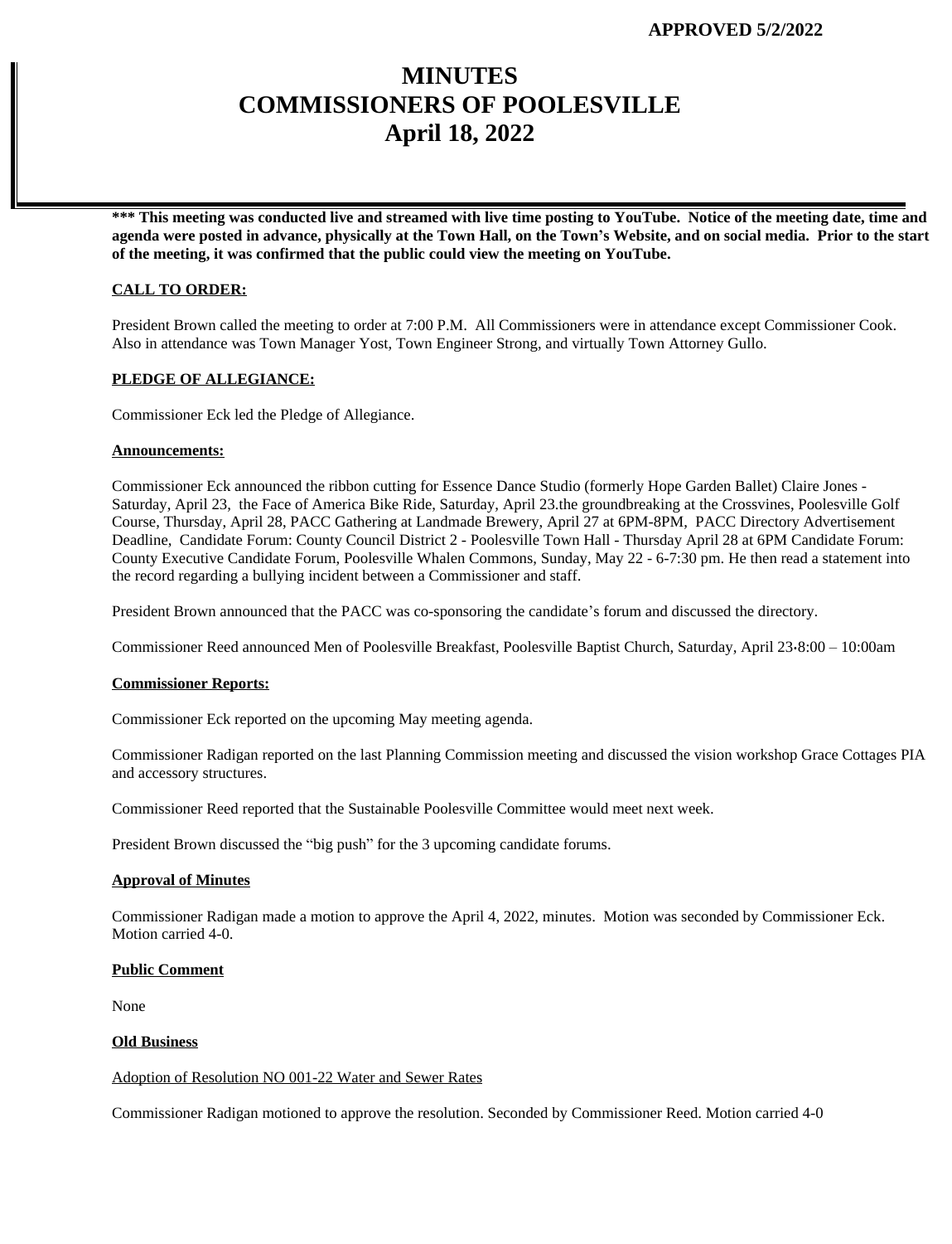**APPROVED 5/2/2022**

# MINUTES
# COMMISSIONERS OF POOLESVILLE
# April 18, 2022

**\*\*\* This meeting was conducted live and streamed with live time posting to YouTube. Notice of the meeting date, time and agenda were posted in advance, physically at the Town Hall, on the Town's Website, and on social media. Prior to the start of the meeting, it was confirmed that the public could view the meeting on YouTube.**

**CALL TO ORDER:**

President Brown called the meeting to order at 7:00 P.M. All Commissioners were in attendance except Commissioner Cook. Also in attendance was Town Manager Yost, Town Engineer Strong, and virtually Town Attorney Gullo.

**PLEDGE OF ALLEGIANCE:**

Commissioner Eck led the Pledge of Allegiance.

**Announcements:**

Commissioner Eck announced the ribbon cutting for Essence Dance Studio (formerly Hope Garden Ballet) Claire Jones - Saturday, April 23, the Face of America Bike Ride, Saturday, April 23.the groundbreaking at the Crossvines, Poolesville Golf Course, Thursday, April 28, PACC Gathering at Landmade Brewery, April 27 at 6PM-8PM, PACC Directory Advertisement Deadline, Candidate Forum: County Council District 2 - Poolesville Town Hall - Thursday April 28 at 6PM Candidate Forum: County Executive Candidate Forum, Poolesville Whalen Commons, Sunday, May 22 - 6-7:30 pm. He then read a statement into the record regarding a bullying incident between a Commissioner and staff.

President Brown announced that the PACC was co-sponsoring the candidate's forum and discussed the directory.

Commissioner Reed announced Men of Poolesville Breakfast, Poolesville Baptist Church, Saturday, April 23·8:00 – 10:00am

**Commissioner Reports:**

Commissioner Eck reported on the upcoming May meeting agenda.

Commissioner Radigan reported on the last Planning Commission meeting and discussed the vision workshop Grace Cottages PIA and accessory structures.

Commissioner Reed reported that the Sustainable Poolesville Committee would meet next week.

President Brown discussed the "big push" for the 3 upcoming candidate forums.

**Approval of Minutes**

Commissioner Radigan made a motion to approve the April 4, 2022, minutes. Motion was seconded by Commissioner Eck. Motion carried 4-0.

**Public Comment**

None

**Old Business**

Adoption of Resolution NO 001-22 Water and Sewer Rates

Commissioner Radigan motioned to approve the resolution. Seconded by Commissioner Reed. Motion carried 4-0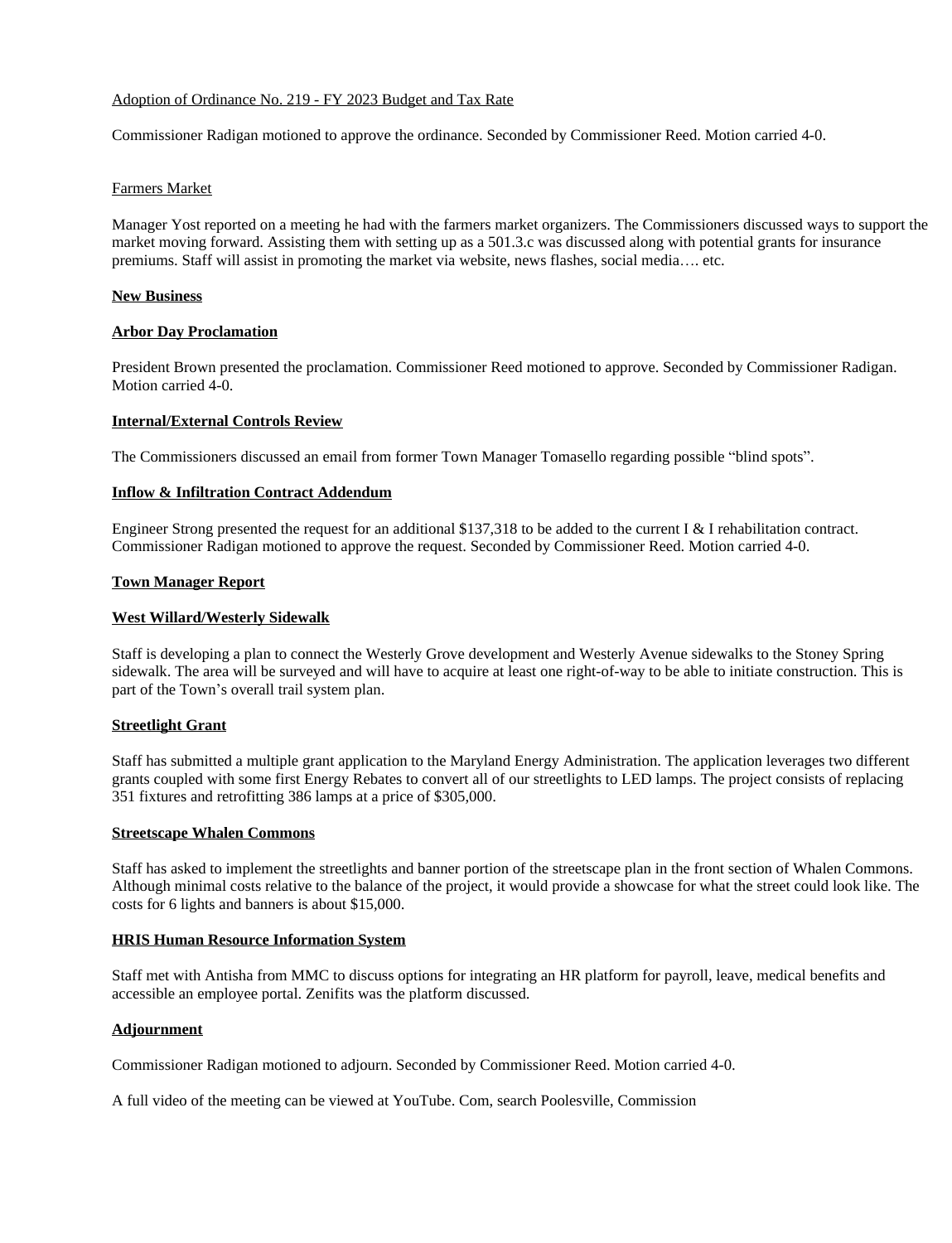Adoption of Ordinance No. 219 - FY 2023 Budget and Tax Rate

Commissioner Radigan motioned to approve the ordinance. Seconded by Commissioner Reed. Motion carried 4-0.

Farmers Market

Manager Yost reported on a meeting he had with the farmers market organizers. The Commissioners discussed ways to support the market moving forward. Assisting them with setting up as a 501.3.c was discussed along with potential grants for insurance premiums. Staff will assist in promoting the market via website, news flashes, social media…. etc.

**New Business**

**Arbor Day Proclamation**

President Brown presented the proclamation. Commissioner Reed motioned to approve. Seconded by Commissioner Radigan. Motion carried 4-0.

**Internal/External Controls Review**

The Commissioners discussed an email from former Town Manager Tomasello regarding possible "blind spots".

**Inflow & Infiltration Contract Addendum**

Engineer Strong presented the request for an additional $137,318 to be added to the current I & I rehabilitation contract. Commissioner Radigan motioned to approve the request. Seconded by Commissioner Reed. Motion carried 4-0.

**Town Manager Report**

**West Willard/Westerly Sidewalk**

Staff is developing a plan to connect the Westerly Grove development and Westerly Avenue sidewalks to the Stoney Spring sidewalk. The area will be surveyed and will have to acquire at least one right-of-way to be able to initiate construction. This is part of the Town's overall trail system plan.

**Streetlight Grant**

Staff has submitted a multiple grant application to the Maryland Energy Administration. The application leverages two different grants coupled with some first Energy Rebates to convert all of our streetlights to LED lamps. The project consists of replacing 351 fixtures and retrofitting 386 lamps at a price of $305,000.

**Streetscape Whalen Commons**

Staff has asked to implement the streetlights and banner portion of the streetscape plan in the front section of Whalen Commons. Although minimal costs relative to the balance of the project, it would provide a showcase for what the street could look like. The costs for 6 lights and banners is about $15,000.

**HRIS Human Resource Information System**

Staff met with Antisha from MMC to discuss options for integrating an HR platform for payroll, leave, medical benefits and accessible an employee portal. Zenifits was the platform discussed.

**Adjournment**

Commissioner Radigan motioned to adjourn. Seconded by Commissioner Reed. Motion carried 4-0.

A full video of the meeting can be viewed at YouTube. Com, search Poolesville, Commission